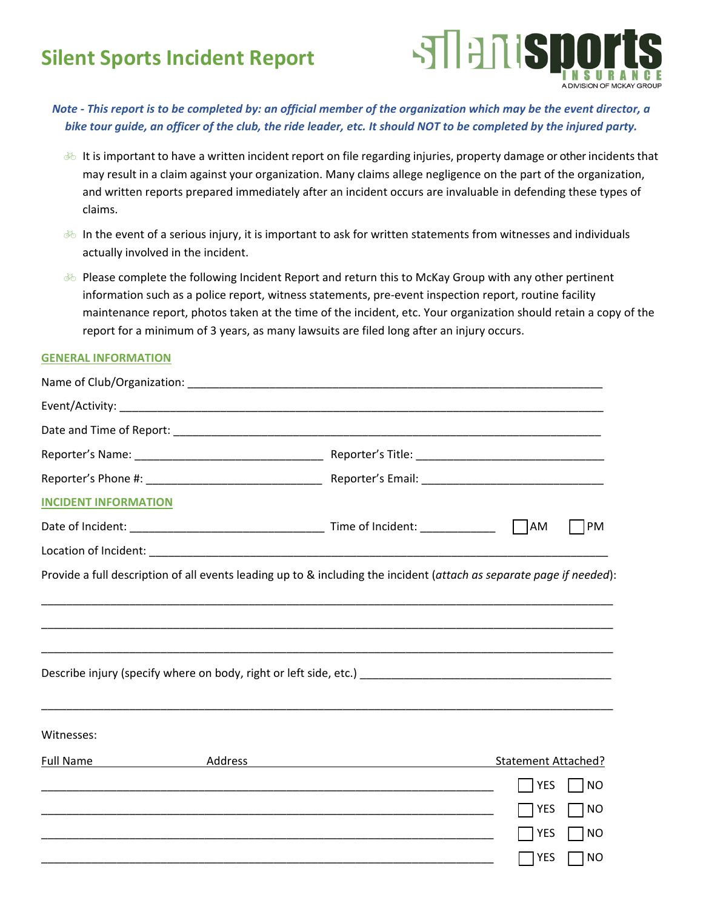# Silent Sports Incident Report

silentsports INSURANCE
A DIVISION OF MCKAY GROUP

***Note - This report is to be completed by: an official member of the organization which may be the event director, a bike tour guide, an officer of the club, the ride leader, etc. It should NOT to be completed by the injured party.***

- It is important to have a written incident report on file regarding injuries, property damage or other incidents that may result in a claim against your organization. Many claims allege negligence on the part of the organization, and written reports prepared immediately after an incident occurs are invaluable in defending these types of claims.
- In the event of a serious injury, it is important to ask for written statements from witnesses and individuals actually involved in the incident.
- Please complete the following Incident Report and return this to McKay Group with any other pertinent information such as a police report, witness statements, pre-event inspection report, routine facility maintenance report, photos taken at the time of the incident, etc. Your organization should retain a copy of the report for a minimum of 3 years, as many lawsuits are filed long after an injury occurs.

## GENERAL INFORMATION

Name of Club/Organization: ___________________________________________________________________

Event/Activity: ___________________________________________________________________________

Date and Time of Report: _____________________________________________________________________

Reporter's Name: ______________________________ Reporter's Title: ______________________________

Reporter's Phone #: ____________________________ Reporter's Email: _____________________________

## INCIDENT INFORMATION

Date of Incident: ______________________________ Time of Incident: ___________ ☐ AM ☐ PM

Location of Incident: __________________________________________________________________________

Provide a full description of all events leading up to & including the incident (*attach as separate page if needed*):

_____________________________________________________________________________________________

_____________________________________________________________________________________________

_____________________________________________________________________________________________

Describe injury (specify where on body, right or left side, etc.) ______________________________________

_____________________________________________________________________________________________

Witnesses:

| Full Name | Address | Statement Attached? |
|---|---|---|
| | | ☐ YES ☐ NO |
| | | ☐ YES ☐ NO |
| | | ☐ YES ☐ NO |
| | | ☐ YES ☐ NO |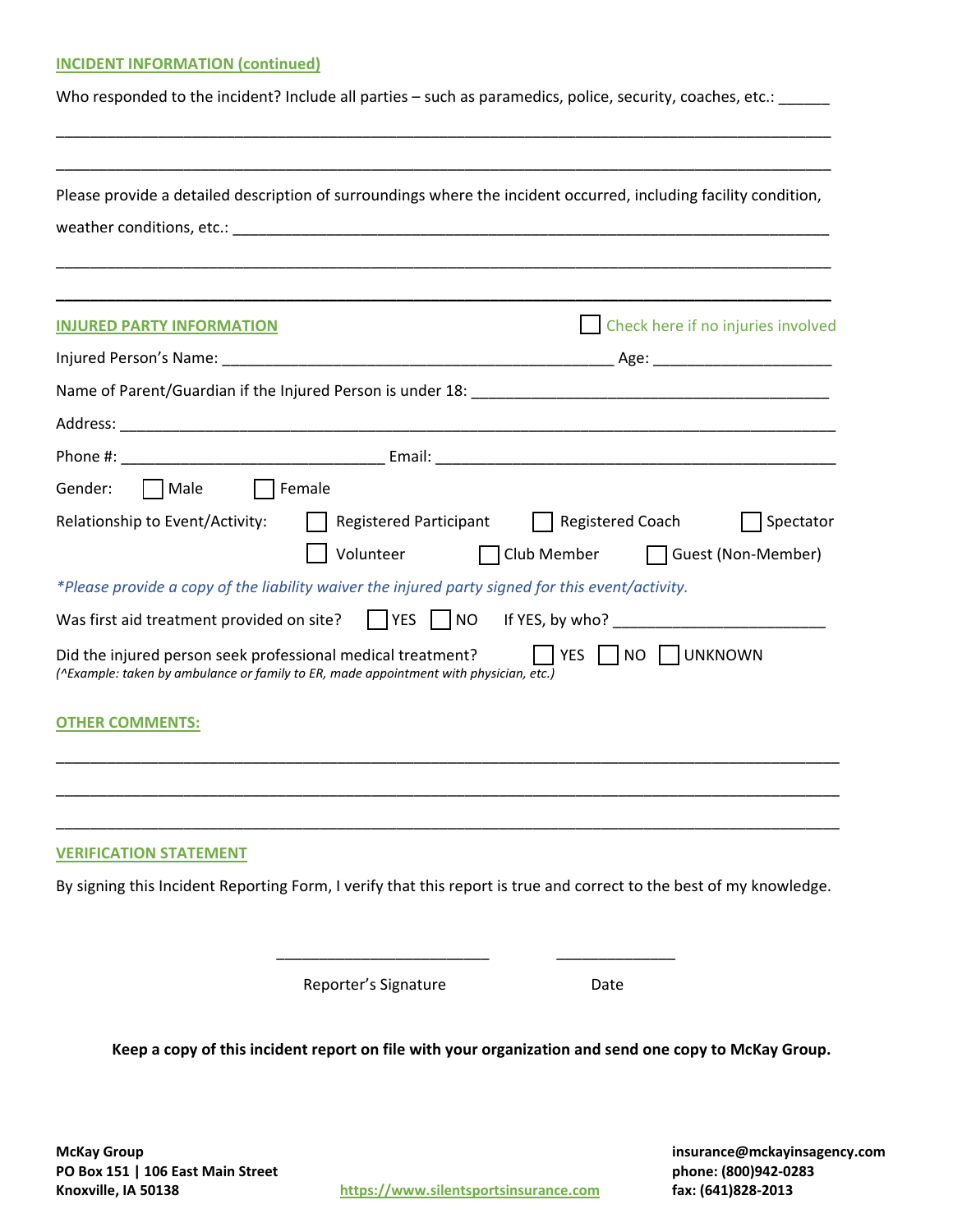## INCIDENT INFORMATION (continued)

Who responded to the incident? Include all parties – such as paramedics, police, security, coaches, etc.: ______

_____________________________________________________________________________________

_____________________________________________________________________________________

Please provide a detailed description of surroundings where the incident occurred, including facility condition, weather conditions, etc.: _____________________________________________________________

_____________________________________________________________________________________

_____________________________________________________________________________________

## INJURED PARTY INFORMATION

☐ Check here if no injuries involved

Injured Person's Name: _____________________________________________ Age: ____________________

Name of Parent/Guardian if the Injured Person is under 18: ________________________________________

Address: _____________________________________________________________________________

Phone #: ______________________________ Email: ____________________________________________

Gender: ☐ Male ☐ Female

Relationship to Event/Activity: ☐ Registered Participant ☐ Registered Coach ☐ Spectator ☐ Volunteer ☐ Club Member ☐ Guest (Non-Member)

*\*Please provide a copy of the liability waiver the injured party signed for this event/activity.*

Was first aid treatment provided on site? ☐ YES ☐ NO If YES, by who? ________________________

Did the injured person seek professional medical treatment? ☐ YES ☐ NO ☐ UNKNOWN
*(^Example: taken by ambulance or family to ER, made appointment with physician, etc.)*

## OTHER COMMENTS:

_____________________________________________________________________________________

_____________________________________________________________________________________

_____________________________________________________________________________________

## VERIFICATION STATEMENT

By signing this Incident Reporting Form, I verify that this report is true and correct to the best of my knowledge.

_________________________ ______________

Reporter's Signature Date

**Keep a copy of this incident report on file with your organization and send one copy to McKay Group.**

**McKay Group**
**PO Box 151 | 106 East Main Street**
**Knoxville, IA 50138**

**https://www.silentsportsinsurance.com**

**insurance@mckayinsagency.com**
**phone: (800)942-0283**
**fax: (641)828-2013**